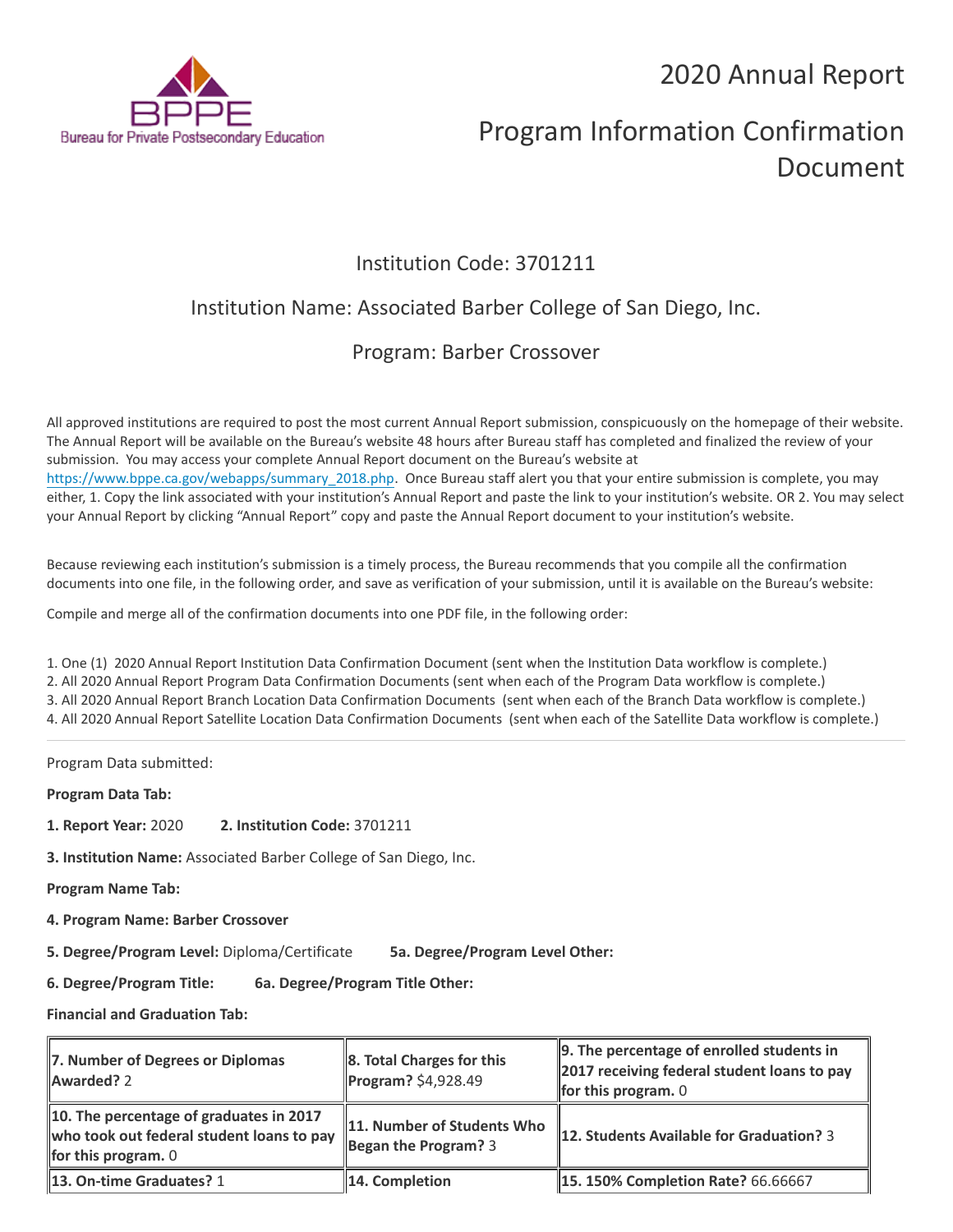# 2020 Annual Report

# Program Information Confirmation Document

## Institution Code: 3701211

## Institution Name: Associated Barber College of San Diego, Inc.

## Program: Barber Crossover

All approved institutions are required to post the most current Annual Report submission, conspicuously on the homepage of their website. The Annual Report will be available on the Bureau's website 48 hours after Bureau staff has completed and finalized the review of your submission. You may access your complete Annual Report document on the Bureau's website at https://www.bppe.ca.gov/webapps/summary_2018.php. Once Bureau staff alert you that your entire submission is complete, you may either, 1. Copy the link associated with your institution's Annual Report and paste the link to your institution's website. OR 2. You may select your Annual Report by clicking "Annual Report" copy and paste the Annual Report document to your institution's website.

Because reviewing each institution's submission is a timely process, the Bureau recommends that you compile all the confirmation documents into one file, in the following order, and save as verification of your submission, until it is available on the Bureau's website:

Compile and merge all of the confirmation documents into one PDF file, in the following order:

1. One (1) 2020 Annual Report Institution Data Confirmation Document (sent when the Institution Data workflow is complete.)
2. All 2020 Annual Report Program Data Confirmation Documents (sent when each of the Program Data workflow is complete.)
3. All 2020 Annual Report Branch Location Data Confirmation Documents (sent when each of the Branch Data workflow is complete.)
4. All 2020 Annual Report Satellite Location Data Confirmation Documents (sent when each of the Satellite Data workflow is complete.)

---

Program Data submitted:

**Program Data Tab:**

**1. Report Year:** 2020 **2. Institution Code:** 3701211

**3. Institution Name:** Associated Barber College of San Diego, Inc.

**Program Name Tab:**

**4. Program Name: Barber Crossover**

**5. Degree/Program Level:** Diploma/Certificate **5a. Degree/Program Level Other:**

**6. Degree/Program Title:** **6a. Degree/Program Title Other:**

**Financial and Graduation Tab:**

| **7. Number of Degrees or Diplomas Awarded?** 2 | **8. Total Charges for this Program?** $4,928.49 | **9. The percentage of enrolled students in 2017 receiving federal student loans to pay for this program.** 0 |
|---|---|---|
| **10. The percentage of graduates in 2017 who took out federal student loans to pay for this program.** 0 | **11. Number of Students Who Began the Program?** 3 | **12. Students Available for Graduation?** 3 |
| **13. On-time Graduates?** 1 | **14. Completion** | **15. 150% Completion Rate?** 66.66667 |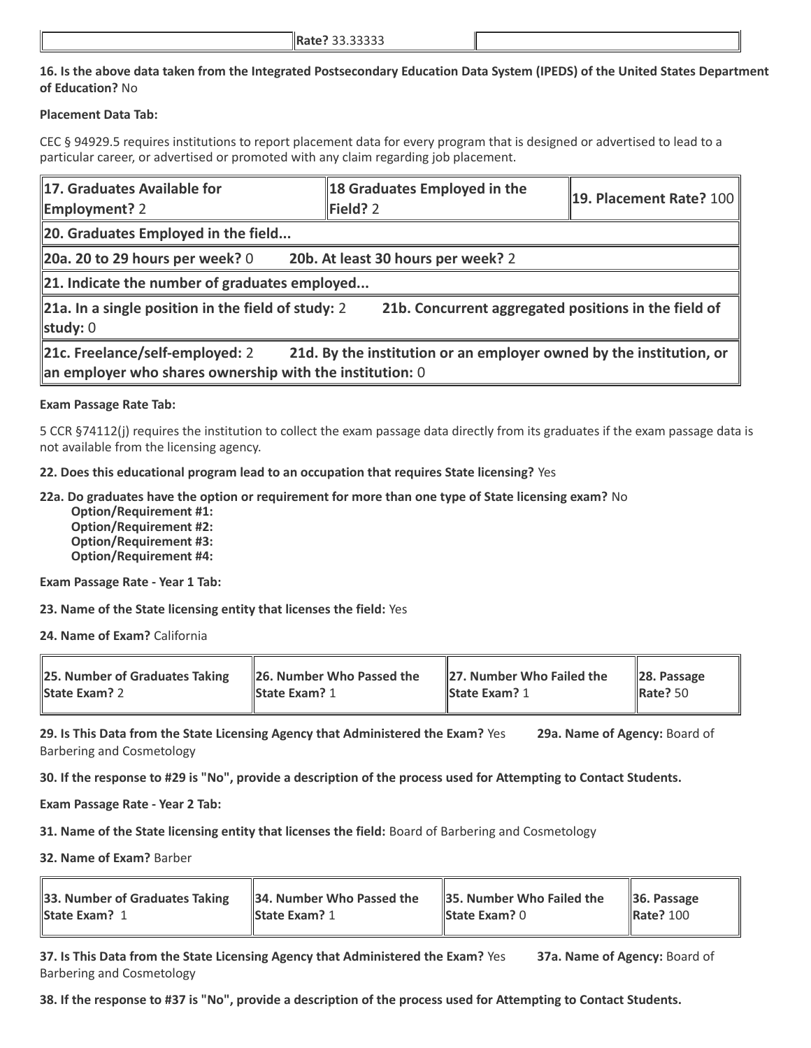| | **Rate?** 33.33333 | |
|---|---|---|

**16. Is the above data taken from the Integrated Postsecondary Education Data System (IPEDS) of the United States Department of Education?** No

**Placement Data Tab:**

CEC § 94929.5 requires institutions to report placement data for every program that is designed or advertised to lead to a particular career, or advertised or promoted with any claim regarding job placement.

| **17. Graduates Available for Employment?** 2 | **18 Graduates Employed in the Field?** 2 | **19. Placement Rate?** 100 |
|---|---|---|
| **20. Graduates Employed in the field...** | | |
| **20a. 20 to 29 hours per week?** 0 **20b. At least 30 hours per week?** 2 | | |
| **21. Indicate the number of graduates employed...** | | |
| **21a. In a single position in the field of study:** 2 **21b. Concurrent aggregated positions in the field of study:** 0 | | |
| **21c. Freelance/self-employed:** 2 **21d. By the institution or an employer owned by the institution, or an employer who shares ownership with the institution:** 0 | | |

**Exam Passage Rate Tab:**

5 CCR §74112(j) requires the institution to collect the exam passage data directly from its graduates if the exam passage data is not available from the licensing agency.

**22. Does this educational program lead to an occupation that requires State licensing?** Yes

**22a. Do graduates have the option or requirement for more than one type of State licensing exam?** No

- **Option/Requirement #1:**
- **Option/Requirement #2:**
- **Option/Requirement #3:**
- **Option/Requirement #4:**

**Exam Passage Rate - Year 1 Tab:**

**23. Name of the State licensing entity that licenses the field:** Yes

**24. Name of Exam?** California

| **25. Number of Graduates Taking State Exam?** 2 | **26. Number Who Passed the State Exam?** 1 | **27. Number Who Failed the State Exam?** 1 | **28. Passage Rate?** 50 |
|---|---|---|---|

**29. Is This Data from the State Licensing Agency that Administered the Exam?** Yes **29a. Name of Agency:** Board of Barbering and Cosmetology

**30. If the response to #29 is "No", provide a description of the process used for Attempting to Contact Students.**

**Exam Passage Rate - Year 2 Tab:**

**31. Name of the State licensing entity that licenses the field:** Board of Barbering and Cosmetology

**32. Name of Exam?** Barber

| **33. Number of Graduates Taking State Exam?** 1 | **34. Number Who Passed the State Exam?** 1 | **35. Number Who Failed the State Exam?** 0 | **36. Passage Rate?** 100 |
|---|---|---|---|

**37. Is This Data from the State Licensing Agency that Administered the Exam?** Yes **37a. Name of Agency:** Board of Barbering and Cosmetology

**38. If the response to #37 is "No", provide a description of the process used for Attempting to Contact Students.**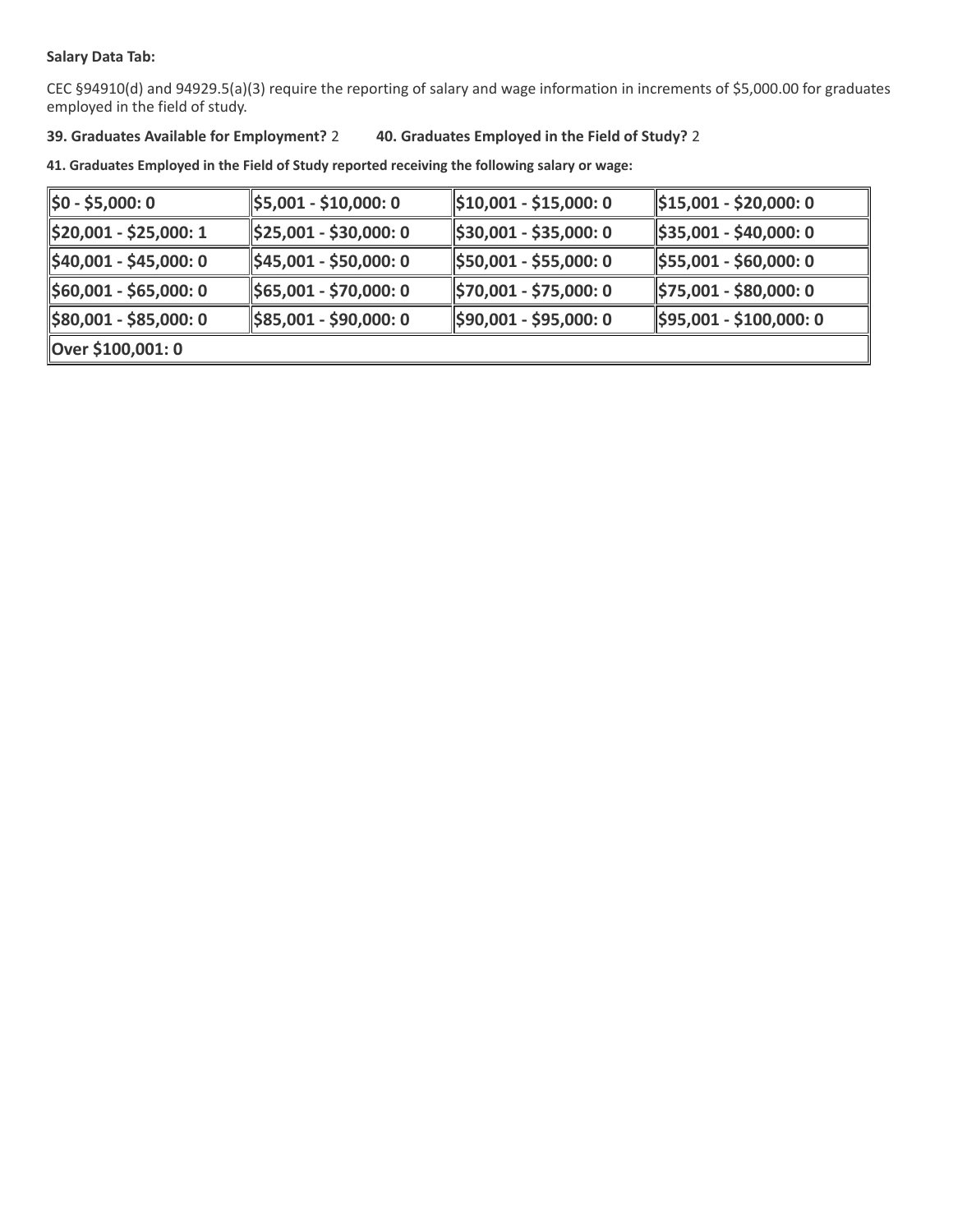**Salary Data Tab:**

CEC §94910(d) and 94929.5(a)(3) require the reporting of salary and wage information in increments of $5,000.00 for graduates employed in the field of study.

**39. Graduates Available for Employment?** 2 **40. Graduates Employed in the Field of Study?** 2

**41. Graduates Employed in the Field of Study reported receiving the following salary or wage:**

| | | | |
|---|---|---|---|
| **$0 - $5,000: 0** | **$5,001 - $10,000: 0** | **$10,001 - $15,000: 0** | **$15,001 - $20,000: 0** |
| **$20,001 - $25,000: 1** | **$25,001 - $30,000: 0** | **$30,001 - $35,000: 0** | **$35,001 - $40,000: 0** |
| **$40,001 - $45,000: 0** | **$45,001 - $50,000: 0** | **$50,001 - $55,000: 0** | **$55,001 - $60,000: 0** |
| **$60,001 - $65,000: 0** | **$65,001 - $70,000: 0** | **$70,001 - $75,000: 0** | **$75,001 - $80,000: 0** |
| **$80,001 - $85,000: 0** | **$85,001 - $90,000: 0** | **$90,001 - $95,000: 0** | **$95,001 - $100,000: 0** |
| **Over $100,001: 0** | | | |